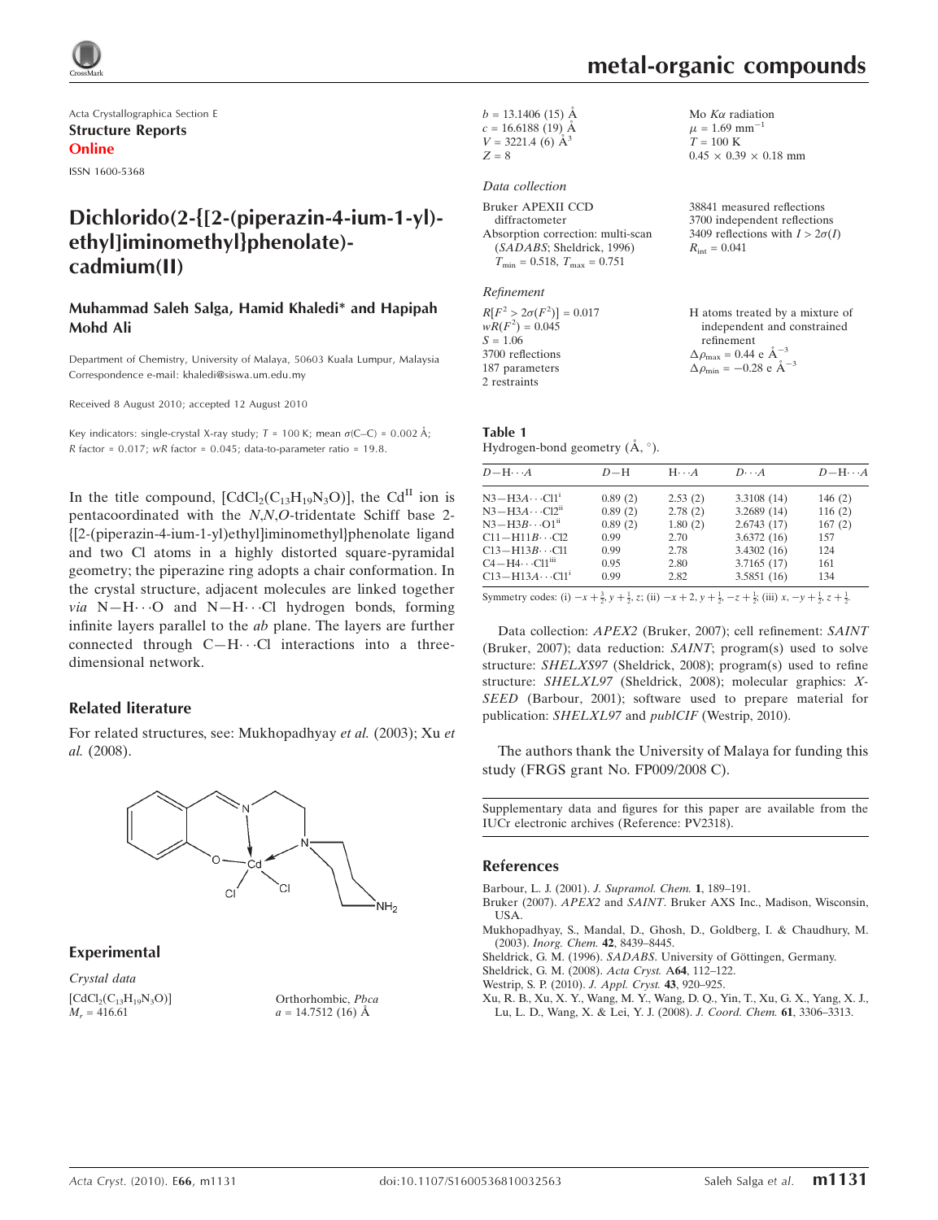Acta Crystallographica Section E
**Structure Reports Online**
ISSN 1600-5368

# Dichlorido(2-{[2-(piperazin-4-ium-1-yl)-ethyl]iminomethyl}phenolate)-cadmium(II)

**Muhammad Saleh Salga, Hamid Khaledi* and Hapipah Mohd Ali**

Department of Chemistry, University of Malaya, 50603 Kuala Lumpur, Malaysia
Correspondence e-mail: khaledi@siswa.um.edu.my

Received 8 August 2010; accepted 12 August 2010

Key indicators: single-crystal X-ray study; $T$ = 100 K; mean $\sigma$(C–C) = 0.002 Å; $R$ factor = 0.017; $wR$ factor = 0.045; data-to-parameter ratio = 19.8.

In the title compound, $[CdCl_2(C_{13}H_{19}N_3O)]$, the $Cd^{II}$ ion is pentacoordinated with the *N*,*N*,*O*-tridentate Schiff base 2-{[2-(piperazin-4-ium-1-yl)ethyl]iminomethyl}phenolate ligand and two Cl atoms in a highly distorted square-pyramidal geometry; the piperazine ring adopts a chair conformation. In the crystal structure, adjacent molecules are linked together *via* N—H⋯O and N—H⋯Cl hydrogen bonds, forming infinite layers parallel to the *ab* plane. The layers are further connected through C—H⋯Cl interactions into a three-dimensional network.

## Related literature

For related structures, see: Mukhopadhyay *et al.* (2003); Xu *et al.* (2008).

## Experimental

*Crystal data*

$[CdCl_2(C_{13}H_{19}N_3O)]$
$M_r$ = 416.61
Orthorhombic, *Pbca*
$a$ = 14.7512 (16) Å
$b$ = 13.1406 (15) Å
$c$ = 16.6188 (19) Å
$V$ = 3221.4 (6) Å$^3$
$Z$ = 8
Mo $K\alpha$ radiation
$\mu$ = 1.69 mm$^{-1}$
$T$ = 100 K
0.45 × 0.39 × 0.18 mm

*Data collection*

Bruker APEXII CCD diffractometer
Absorption correction: multi-scan (*SADABS*; Sheldrick, 1996)
$T_{min}$ = 0.518, $T_{max}$ = 0.751
38841 measured reflections
3700 independent reflections
3409 reflections with $I > 2\sigma(I)$
$R_{int}$ = 0.041

*Refinement*

$R[F^2 > 2\sigma(F^2)]$ = 0.017
$wR(F^2)$ = 0.045
$S$ = 1.06
3700 reflections
187 parameters
2 restraints
H atoms treated by a mixture of independent and constrained refinement
$\Delta\rho_{max}$ = 0.44 e Å$^{-3}$
$\Delta\rho_{min}$ = −0.28 e Å$^{-3}$

**Table 1**
Hydrogen-bond geometry (Å, °).

| $D$—H⋯$A$ | $D$—H | H⋯$A$ | $D$⋯$A$ | $D$—H⋯$A$ |
|---|---|---|---|---|
| N3—H3A⋯Cl1$^{i}$ | 0.89 (2) | 2.53 (2) | 3.3108 (14) | 146 (2) |
| N3—H3A⋯Cl2$^{ii}$ | 0.89 (2) | 2.78 (2) | 3.2689 (14) | 116 (2) |
| N3—H3B⋯O1$^{ii}$ | 0.89 (2) | 1.80 (2) | 2.6743 (17) | 167 (2) |
| C11—H11B⋯Cl2 | 0.99 | 2.70 | 3.6372 (16) | 157 |
| C13—H13B⋯Cl1 | 0.99 | 2.78 | 3.4302 (16) | 124 |
| C4—H4⋯Cl1$^{iii}$ | 0.95 | 2.80 | 3.7165 (17) | 161 |
| C13—H13A⋯Cl1$^{i}$ | 0.99 | 2.82 | 3.5851 (16) | 134 |

Symmetry codes: (i) $-x+\frac{3}{2}, y+\frac{1}{2}, z$; (ii) $-x+2, y+\frac{1}{2}, -z+\frac{1}{2}$; (iii) $x, -y+\frac{1}{2}, z+\frac{1}{2}$.

Data collection: *APEX2* (Bruker, 2007); cell refinement: *SAINT* (Bruker, 2007); data reduction: *SAINT*; program(s) used to solve structure: *SHELXS97* (Sheldrick, 2008); program(s) used to refine structure: *SHELXL97* (Sheldrick, 2008); molecular graphics: *X-SEED* (Barbour, 2001); software used to prepare material for publication: *SHELXL97* and *publCIF* (Westrip, 2010).

The authors thank the University of Malaya for funding this study (FRGS grant No. FP009/2008 C).

Supplementary data and figures for this paper are available from the IUCr electronic archives (Reference: PV2318).

## References

Barbour, L. J. (2001). *J. Supramol. Chem.* **1**, 189–191.
Bruker (2007). *APEX2* and *SAINT*. Bruker AXS Inc., Madison, Wisconsin, USA.
Mukhopadhyay, S., Mandal, D., Ghosh, D., Goldberg, I. & Chaudhury, M. (2003). *Inorg. Chem.* **42**, 8439–8445.
Sheldrick, G. M. (1996). *SADABS*. University of Göttingen, Germany.
Sheldrick, G. M. (2008). *Acta Cryst.* A**64**, 112–122.
Westrip, S. P. (2010). *J. Appl. Cryst.* **43**, 920–925.
Xu, R. B., Xu, X. Y., Wang, M. Y., Wang, D. Q., Yin, T., Xu, G. X., Yang, X. J., Lu, L. D., Wang, X. & Lei, Y. J. (2008). *J. Coord. Chem.* **61**, 3306–3313.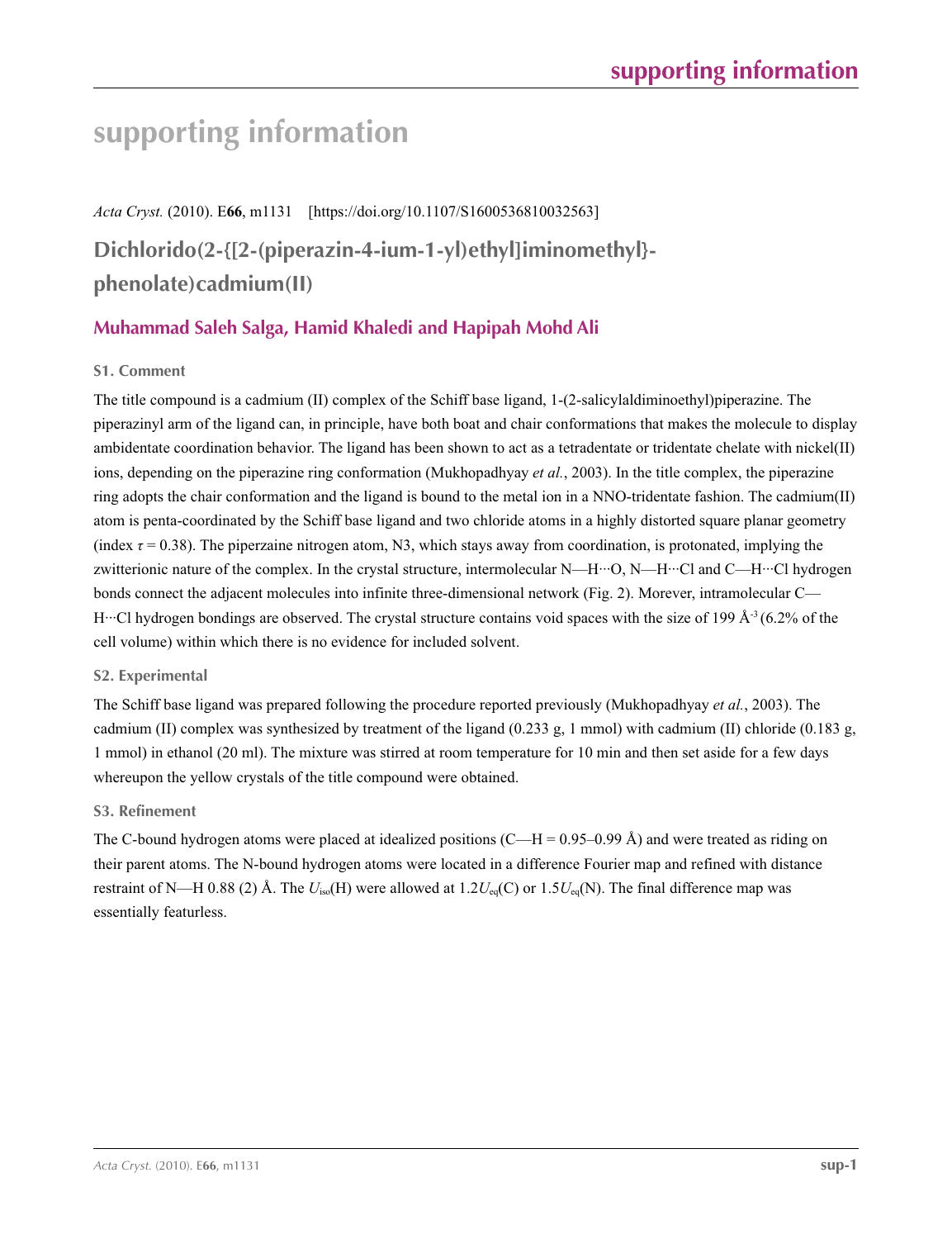# supporting information

*Acta Cryst.* (2010). E**66**, m1131    [https://doi.org/10.1107/S1600536810032563]

## Dichlorido(2-{[2-(piperazin-4-ium-1-yl)ethyl]iminomethyl}-phenolate)cadmium(II)

### Muhammad Saleh Salga, Hamid Khaledi and Hapipah Mohd Ali

#### S1. Comment

The title compound is a cadmium (II) complex of the Schiff base ligand, 1-(2-salicylaldiminoethyl)piperazine. The piperazinyl arm of the ligand can, in principle, have both boat and chair conformations that makes the molecule to display ambidentate coordination behavior. The ligand has been shown to act as a tetradentate or tridentate chelate with nickel(II) ions, depending on the piperazine ring conformation (Mukhopadhyay *et al.*, 2003). In the title complex, the piperazine ring adopts the chair conformation and the ligand is bound to the metal ion in a NNO-tridentate fashion. The cadmium(II) atom is penta-coordinated by the Schiff base ligand and two chloride atoms in a highly distorted square planar geometry (index $\tau = 0.38$). The piperzaine nitrogen atom, N3, which stays away from coordination, is protonated, implying the zwitterionic nature of the complex. In the crystal structure, intermolecular N—H···O, N—H···Cl and C—H···Cl hydrogen bonds connect the adjacent molecules into infinite three-dimensional network (Fig. 2). Morever, intramolecular C—H···Cl hydrogen bondings are observed. The crystal structure contains void spaces with the size of 199 $Å^{-3}$ (6.2% of the cell volume) within which there is no evidence for included solvent.

#### S2. Experimental

The Schiff base ligand was prepared following the procedure reported previously (Mukhopadhyay *et al.*, 2003). The cadmium (II) complex was synthesized by treatment of the ligand (0.233 g, 1 mmol) with cadmium (II) chloride (0.183 g, 1 mmol) in ethanol (20 ml). The mixture was stirred at room temperature for 10 min and then set aside for a few days whereupon the yellow crystals of the title compound were obtained.

#### S3. Refinement

The C-bound hydrogen atoms were placed at idealized positions (C—H = 0.95–0.99 Å) and were treated as riding on their parent atoms. The N-bound hydrogen atoms were located in a difference Fourier map and refined with distance restraint of N—H 0.88 (2) Å. The $U_{iso}$(H) were allowed at $1.2U_{eq}$(C) or $1.5U_{eq}$(N). The final difference map was essentially featurless.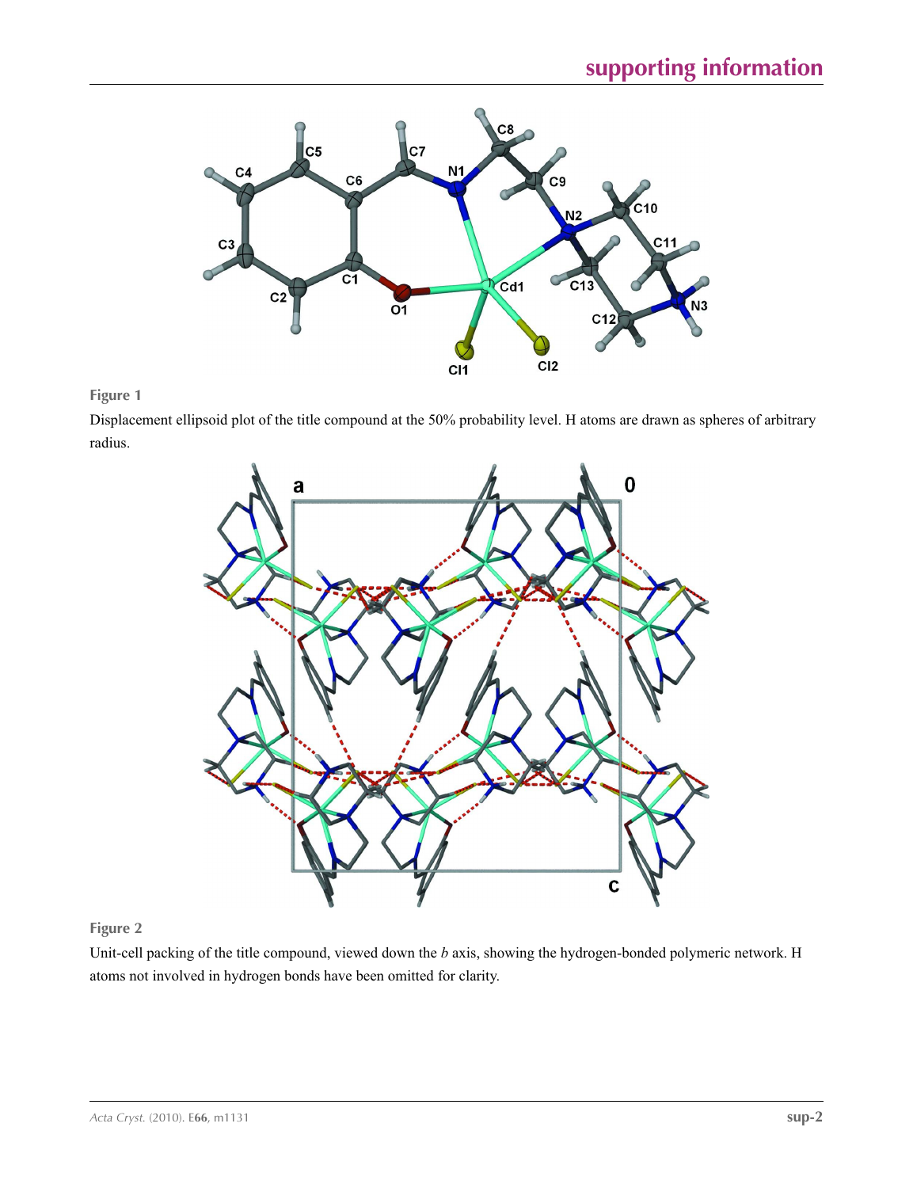**Figure 1**

Displacement ellipsoid plot of the title compound at the 50% probability level. H atoms are drawn as spheres of arbitrary radius.

**Figure 2**

Unit-cell packing of the title compound, viewed down the *b* axis, showing the hydrogen-bonded polymeric network. H atoms not involved in hydrogen bonds have been omitted for clarity.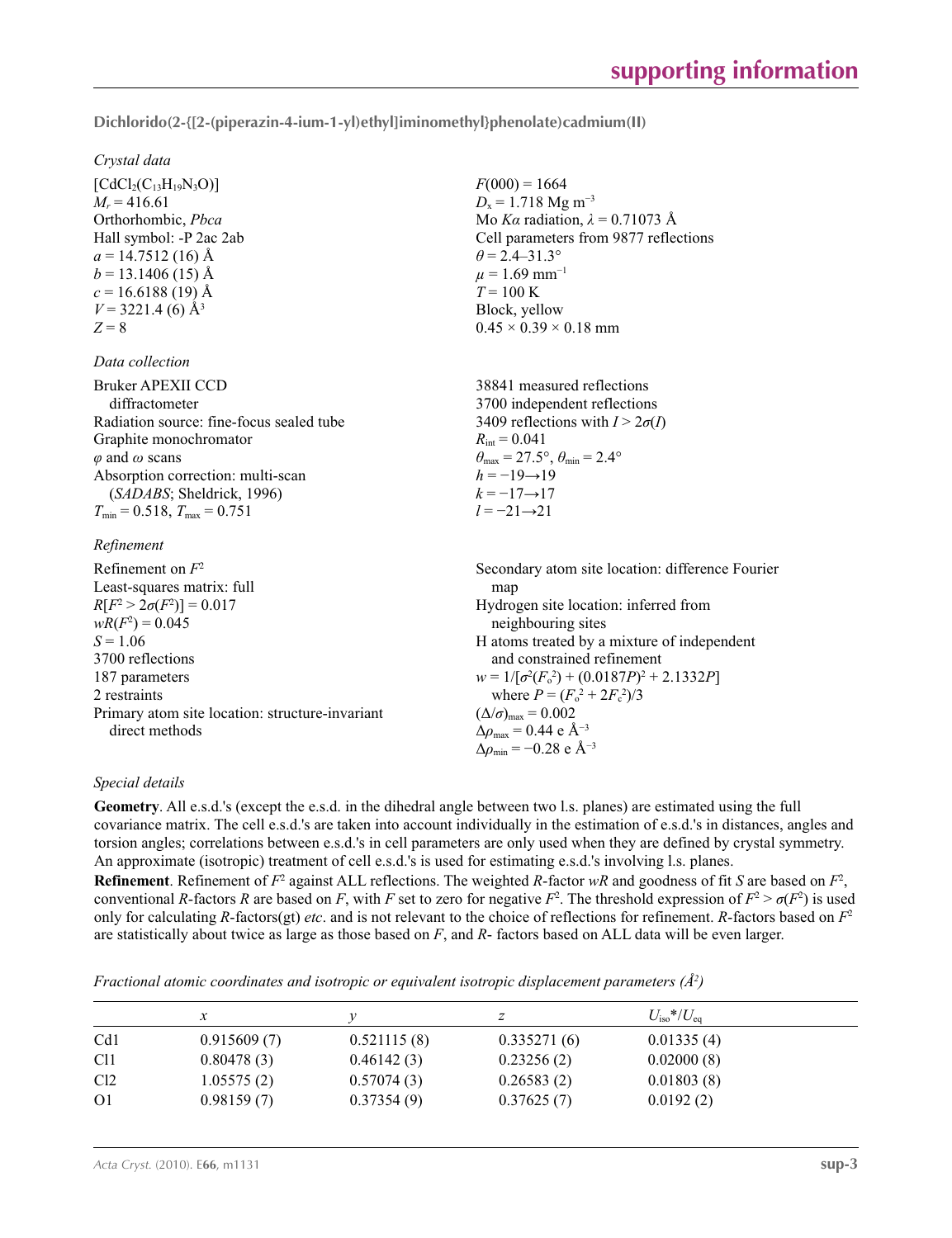**Dichlorido(2-{[2-(piperazin-4-ium-1-yl)ethyl]iminomethyl}phenolate)cadmium(II)**

*Crystal data*

$[CdCl_2(C_{13}H_{19}N_3O)]$
$M_r = 416.61$
Orthorhombic, *Pbca*
Hall symbol: -P 2ac 2ab
$a = 14.7512$ (16) Å
$b = 13.1406$ (15) Å
$c = 16.6188$ (19) Å
$V = 3221.4$ (6) Å$^3$
$Z = 8$

$F(000) = 1664$
$D_x = 1.718$ Mg m$^{-3}$
Mo $K\alpha$ radiation, $\lambda = 0.71073$ Å
Cell parameters from 9877 reflections
$\theta = 2.4$–$31.3°$
$\mu = 1.69$ mm$^{-1}$
$T = 100$ K
Block, yellow
$0.45 \times 0.39 \times 0.18$ mm

*Data collection*

Bruker APEXII CCD diffractometer
Radiation source: fine-focus sealed tube
Graphite monochromator
$\varphi$ and $\omega$ scans
Absorption correction: multi-scan (*SADABS*; Sheldrick, 1996)
$T_{min} = 0.518$, $T_{max} = 0.751$

38841 measured reflections
3700 independent reflections
3409 reflections with $I > 2\sigma(I)$
$R_{int} = 0.041$
$\theta_{max} = 27.5°$, $\theta_{min} = 2.4°$
$h = -19 \rightarrow 19$
$k = -17 \rightarrow 17$
$l = -21 \rightarrow 21$

*Refinement*

Refinement on $F^2$
Least-squares matrix: full
$R[F^2 > 2\sigma(F^2)] = 0.017$
$wR(F^2) = 0.045$
$S = 1.06$
3700 reflections
187 parameters
2 restraints
Primary atom site location: structure-invariant direct methods

Secondary atom site location: difference Fourier map
Hydrogen site location: inferred from neighbouring sites
H atoms treated by a mixture of independent and constrained refinement
$w = 1/[\sigma^2(F_o^2) + (0.0187P)^2 + 2.1332P]$ where $P = (F_o^2 + 2F_c^2)/3$
$(\Delta/\sigma)_{max} = 0.002$
$\Delta\rho_{max} = 0.44$ e Å$^{-3}$
$\Delta\rho_{min} = -0.28$ e Å$^{-3}$

*Special details*

**Geometry**. All e.s.d.'s (except the e.s.d. in the dihedral angle between two l.s. planes) are estimated using the full covariance matrix. The cell e.s.d.'s are taken into account individually in the estimation of e.s.d.'s in distances, angles and torsion angles; correlations between e.s.d.'s in cell parameters are only used when they are defined by crystal symmetry. An approximate (isotropic) treatment of cell e.s.d.'s is used for estimating e.s.d.'s involving l.s. planes.

**Refinement**. Refinement of $F^2$ against ALL reflections. The weighted $R$-factor $wR$ and goodness of fit $S$ are based on $F^2$, conventional $R$-factors $R$ are based on $F$, with $F$ set to zero for negative $F^2$. The threshold expression of $F^2 > \sigma(F^2)$ is used only for calculating $R$-factors(gt) *etc*. and is not relevant to the choice of reflections for refinement. $R$-factors based on $F^2$ are statistically about twice as large as those based on $F$, and $R$- factors based on ALL data will be even larger.

*Fractional atomic coordinates and isotropic or equivalent isotropic displacement parameters (Å$^2$)*

| | $x$ | $y$ | $z$ | $U_{iso}$\*/$U_{eq}$ |
|---|---|---|---|---|
| Cd1 | 0.915609 (7) | 0.521115 (8) | 0.335271 (6) | 0.01335 (4) |
| Cl1 | 0.80478 (3) | 0.46142 (3) | 0.23256 (2) | 0.02000 (8) |
| Cl2 | 1.05575 (2) | 0.57074 (3) | 0.26583 (2) | 0.01803 (8) |
| O1 | 0.98159 (7) | 0.37354 (9) | 0.37625 (7) | 0.0192 (2) |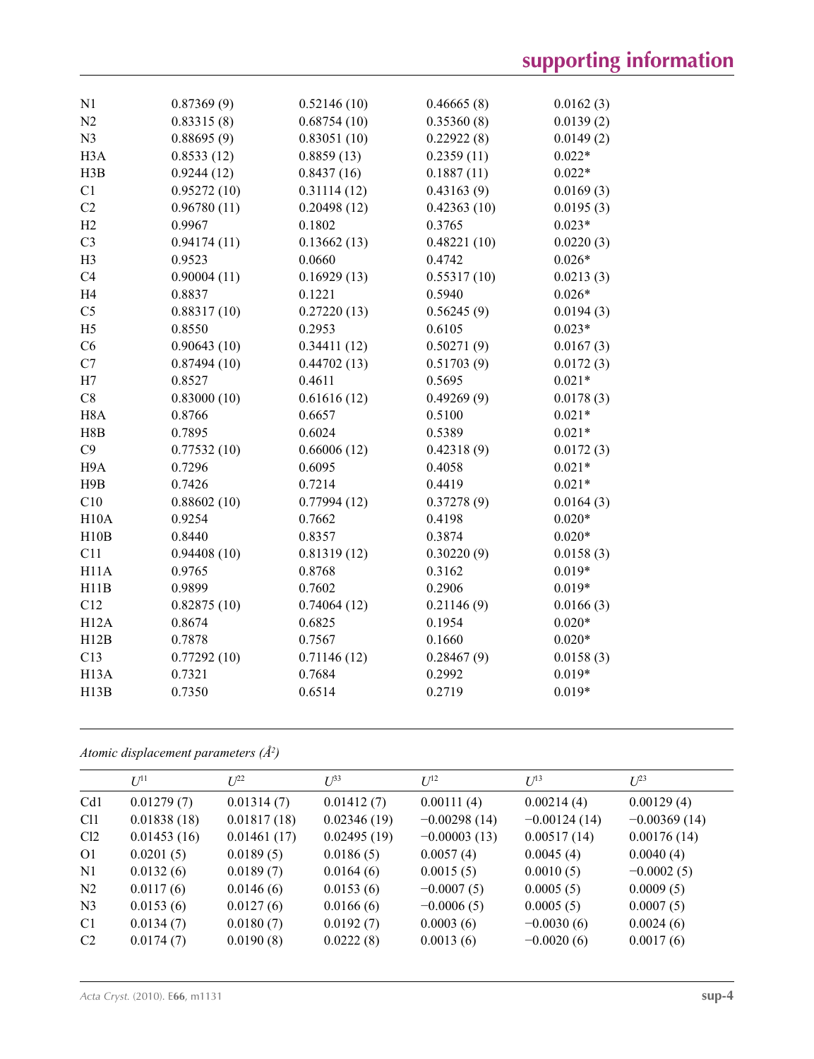| | | | | |
|---|---|---|---|---|
| N1 | 0.87369 (9) | 0.52146 (10) | 0.46665 (8) | 0.0162 (3) |
| N2 | 0.83315 (8) | 0.68754 (10) | 0.35360 (8) | 0.0139 (2) |
| N3 | 0.88695 (9) | 0.83051 (10) | 0.22922 (8) | 0.0149 (2) |
| H3A | 0.8533 (12) | 0.8859 (13) | 0.2359 (11) | 0.022* |
| H3B | 0.9244 (12) | 0.8437 (16) | 0.1887 (11) | 0.022* |
| C1 | 0.95272 (10) | 0.31114 (12) | 0.43163 (9) | 0.0169 (3) |
| C2 | 0.96780 (11) | 0.20498 (12) | 0.42363 (10) | 0.0195 (3) |
| H2 | 0.9967 | 0.1802 | 0.3765 | 0.023* |
| C3 | 0.94174 (11) | 0.13662 (13) | 0.48221 (10) | 0.0220 (3) |
| H3 | 0.9523 | 0.0660 | 0.4742 | 0.026* |
| C4 | 0.90004 (11) | 0.16929 (13) | 0.55317 (10) | 0.0213 (3) |
| H4 | 0.8837 | 0.1221 | 0.5940 | 0.026* |
| C5 | 0.88317 (10) | 0.27220 (13) | 0.56245 (9) | 0.0194 (3) |
| H5 | 0.8550 | 0.2953 | 0.6105 | 0.023* |
| C6 | 0.90643 (10) | 0.34411 (12) | 0.50271 (9) | 0.0167 (3) |
| C7 | 0.87494 (10) | 0.44702 (13) | 0.51703 (9) | 0.0172 (3) |
| H7 | 0.8527 | 0.4611 | 0.5695 | 0.021* |
| C8 | 0.83000 (10) | 0.61616 (12) | 0.49269 (9) | 0.0178 (3) |
| H8A | 0.8766 | 0.6657 | 0.5100 | 0.021* |
| H8B | 0.7895 | 0.6024 | 0.5389 | 0.021* |
| C9 | 0.77532 (10) | 0.66006 (12) | 0.42318 (9) | 0.0172 (3) |
| H9A | 0.7296 | 0.6095 | 0.4058 | 0.021* |
| H9B | 0.7426 | 0.7214 | 0.4419 | 0.021* |
| C10 | 0.88602 (10) | 0.77994 (12) | 0.37278 (9) | 0.0164 (3) |
| H10A | 0.9254 | 0.7662 | 0.4198 | 0.020* |
| H10B | 0.8440 | 0.8357 | 0.3874 | 0.020* |
| C11 | 0.94408 (10) | 0.81319 (12) | 0.30220 (9) | 0.0158 (3) |
| H11A | 0.9765 | 0.8768 | 0.3162 | 0.019* |
| H11B | 0.9899 | 0.7602 | 0.2906 | 0.019* |
| C12 | 0.82875 (10) | 0.74064 (12) | 0.21146 (9) | 0.0166 (3) |
| H12A | 0.8674 | 0.6825 | 0.1954 | 0.020* |
| H12B | 0.7878 | 0.7567 | 0.1660 | 0.020* |
| C13 | 0.77292 (10) | 0.71146 (12) | 0.28467 (9) | 0.0158 (3) |
| H13A | 0.7321 | 0.7684 | 0.2992 | 0.019* |
| H13B | 0.7350 | 0.6514 | 0.2719 | 0.019* |

*Atomic displacement parameters (Å²)*

| | $U^{11}$ | $U^{22}$ | $U^{33}$ | $U^{12}$ | $U^{13}$ | $U^{23}$ |
|---|---|---|---|---|---|---|
| Cd1 | 0.01279 (7) | 0.01314 (7) | 0.01412 (7) | 0.00111 (4) | 0.00214 (4) | 0.00129 (4) |
| Cl1 | 0.01838 (18) | 0.01817 (18) | 0.02346 (19) | −0.00298 (14) | −0.00124 (14) | −0.00369 (14) |
| Cl2 | 0.01453 (16) | 0.01461 (17) | 0.02495 (19) | −0.00003 (13) | 0.00517 (14) | 0.00176 (14) |
| O1 | 0.0201 (5) | 0.0189 (5) | 0.0186 (5) | 0.0057 (4) | 0.0045 (4) | 0.0040 (4) |
| N1 | 0.0132 (6) | 0.0189 (7) | 0.0164 (6) | 0.0015 (5) | 0.0010 (5) | −0.0002 (5) |
| N2 | 0.0117 (6) | 0.0146 (6) | 0.0153 (6) | −0.0007 (5) | 0.0005 (5) | 0.0009 (5) |
| N3 | 0.0153 (6) | 0.0127 (6) | 0.0166 (6) | −0.0006 (5) | 0.0005 (5) | 0.0007 (5) |
| C1 | 0.0134 (7) | 0.0180 (7) | 0.0192 (7) | 0.0003 (6) | −0.0030 (6) | 0.0024 (6) |
| C2 | 0.0174 (7) | 0.0190 (8) | 0.0222 (8) | 0.0013 (6) | −0.0020 (6) | 0.0017 (6) |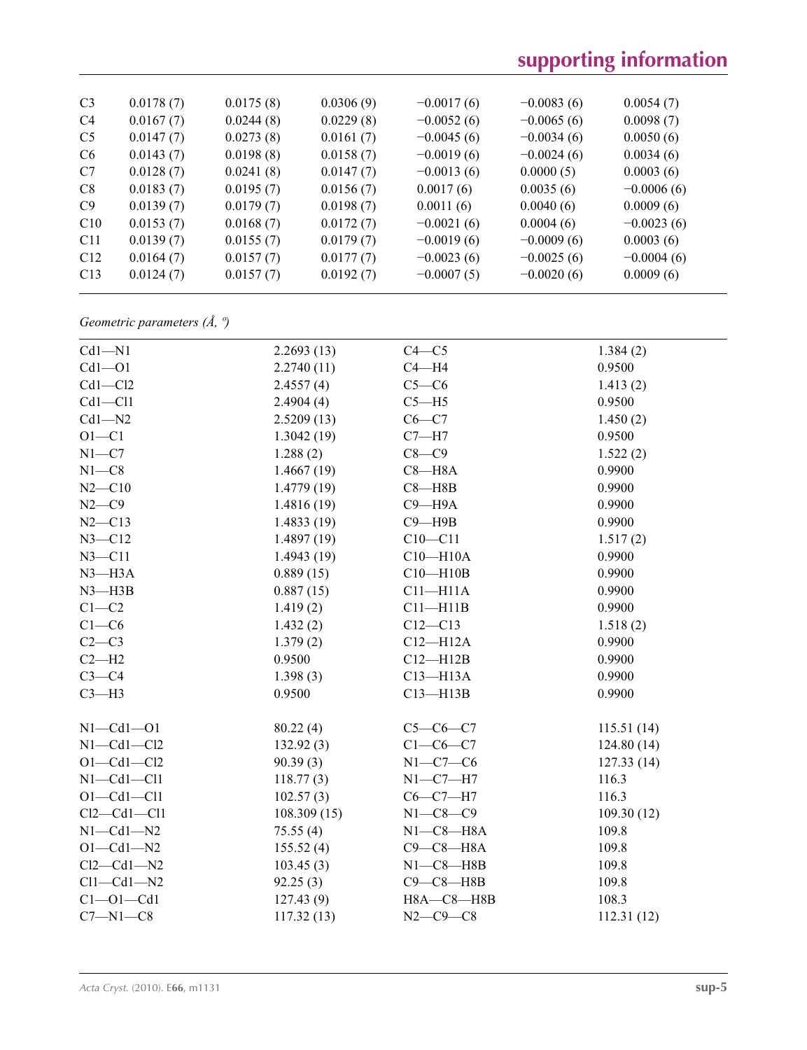| C3 | 0.0178 (7) | 0.0175 (8) | 0.0306 (9) | −0.0017 (6) | −0.0083 (6) | 0.0054 (7) |
|---|---|---|---|---|---|---|
| C4 | 0.0167 (7) | 0.0244 (8) | 0.0229 (8) | −0.0052 (6) | −0.0065 (6) | 0.0098 (7) |
| C5 | 0.0147 (7) | 0.0273 (8) | 0.0161 (7) | −0.0045 (6) | −0.0034 (6) | 0.0050 (6) |
| C6 | 0.0143 (7) | 0.0198 (8) | 0.0158 (7) | −0.0019 (6) | −0.0024 (6) | 0.0034 (6) |
| C7 | 0.0128 (7) | 0.0241 (8) | 0.0147 (7) | −0.0013 (6) | 0.0000 (5) | 0.0003 (6) |
| C8 | 0.0183 (7) | 0.0195 (7) | 0.0156 (7) | 0.0017 (6) | 0.0035 (6) | −0.0006 (6) |
| C9 | 0.0139 (7) | 0.0179 (7) | 0.0198 (7) | 0.0011 (6) | 0.0040 (6) | 0.0009 (6) |
| C10 | 0.0153 (7) | 0.0168 (7) | 0.0172 (7) | −0.0021 (6) | 0.0004 (6) | −0.0023 (6) |
| C11 | 0.0139 (7) | 0.0155 (7) | 0.0179 (7) | −0.0019 (6) | −0.0009 (6) | 0.0003 (6) |
| C12 | 0.0164 (7) | 0.0157 (7) | 0.0177 (7) | −0.0023 (6) | −0.0025 (6) | −0.0004 (6) |
| C13 | 0.0124 (7) | 0.0157 (7) | 0.0192 (7) | −0.0007 (5) | −0.0020 (6) | 0.0009 (6) |

*Geometric parameters (Å, º)*

| | | | |
|---|---|---|---|
| Cd1—N1 | 2.2693 (13) | C4—C5 | 1.384 (2) |
| Cd1—O1 | 2.2740 (11) | C4—H4 | 0.9500 |
| Cd1—Cl2 | 2.4557 (4) | C5—C6 | 1.413 (2) |
| Cd1—Cl1 | 2.4904 (4) | C5—H5 | 0.9500 |
| Cd1—N2 | 2.5209 (13) | C6—C7 | 1.450 (2) |
| O1—C1 | 1.3042 (19) | C7—H7 | 0.9500 |
| N1—C7 | 1.288 (2) | C8—C9 | 1.522 (2) |
| N1—C8 | 1.4667 (19) | C8—H8A | 0.9900 |
| N2—C10 | 1.4779 (19) | C8—H8B | 0.9900 |
| N2—C9 | 1.4816 (19) | C9—H9A | 0.9900 |
| N2—C13 | 1.4833 (19) | C9—H9B | 0.9900 |
| N3—C12 | 1.4897 (19) | C10—C11 | 1.517 (2) |
| N3—C11 | 1.4943 (19) | C10—H10A | 0.9900 |
| N3—H3A | 0.889 (15) | C10—H10B | 0.9900 |
| N3—H3B | 0.887 (15) | C11—H11A | 0.9900 |
| C1—C2 | 1.419 (2) | C11—H11B | 0.9900 |
| C1—C6 | 1.432 (2) | C12—C13 | 1.518 (2) |
| C2—C3 | 1.379 (2) | C12—H12A | 0.9900 |
| C2—H2 | 0.9500 | C12—H12B | 0.9900 |
| C3—C4 | 1.398 (3) | C13—H13A | 0.9900 |
| C3—H3 | 0.9500 | C13—H13B | 0.9900 |
| | | | |
| N1—Cd1—O1 | 80.22 (4) | C5—C6—C7 | 115.51 (14) |
| N1—Cd1—Cl2 | 132.92 (3) | C1—C6—C7 | 124.80 (14) |
| O1—Cd1—Cl2 | 90.39 (3) | N1—C7—C6 | 127.33 (14) |
| N1—Cd1—Cl1 | 118.77 (3) | N1—C7—H7 | 116.3 |
| O1—Cd1—Cl1 | 102.57 (3) | C6—C7—H7 | 116.3 |
| Cl2—Cd1—Cl1 | 108.309 (15) | N1—C8—C9 | 109.30 (12) |
| N1—Cd1—N2 | 75.55 (4) | N1—C8—H8A | 109.8 |
| O1—Cd1—N2 | 155.52 (4) | C9—C8—H8A | 109.8 |
| Cl2—Cd1—N2 | 103.45 (3) | N1—C8—H8B | 109.8 |
| Cl1—Cd1—N2 | 92.25 (3) | C9—C8—H8B | 109.8 |
| C1—O1—Cd1 | 127.43 (9) | H8A—C8—H8B | 108.3 |
| C7—N1—C8 | 117.32 (13) | N2—C9—C8 | 112.31 (12) |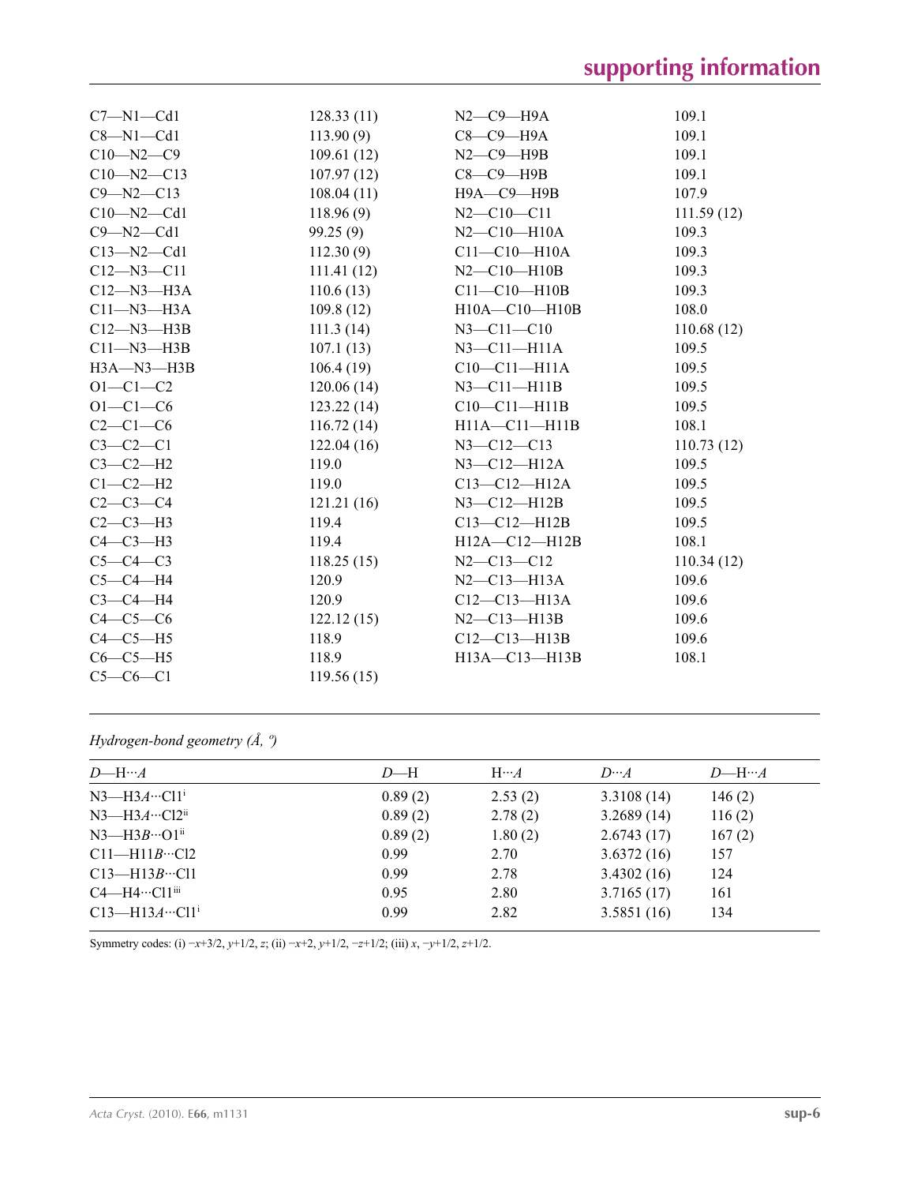| | | | |
|---|---|---|---|
| C7—N1—Cd1 | 128.33 (11) | N2—C9—H9A | 109.1 |
| C8—N1—Cd1 | 113.90 (9) | C8—C9—H9A | 109.1 |
| C10—N2—C9 | 109.61 (12) | N2—C9—H9B | 109.1 |
| C10—N2—C13 | 107.97 (12) | C8—C9—H9B | 109.1 |
| C9—N2—C13 | 108.04 (11) | H9A—C9—H9B | 107.9 |
| C10—N2—Cd1 | 118.96 (9) | N2—C10—C11 | 111.59 (12) |
| C9—N2—Cd1 | 99.25 (9) | N2—C10—H10A | 109.3 |
| C13—N2—Cd1 | 112.30 (9) | C11—C10—H10A | 109.3 |
| C12—N3—C11 | 111.41 (12) | N2—C10—H10B | 109.3 |
| C12—N3—H3A | 110.6 (13) | C11—C10—H10B | 109.3 |
| C11—N3—H3A | 109.8 (12) | H10A—C10—H10B | 108.0 |
| C12—N3—H3B | 111.3 (14) | N3—C11—C10 | 110.68 (12) |
| C11—N3—H3B | 107.1 (13) | N3—C11—H11A | 109.5 |
| H3A—N3—H3B | 106.4 (19) | C10—C11—H11A | 109.5 |
| O1—C1—C2 | 120.06 (14) | N3—C11—H11B | 109.5 |
| O1—C1—C6 | 123.22 (14) | C10—C11—H11B | 109.5 |
| C2—C1—C6 | 116.72 (14) | H11A—C11—H11B | 108.1 |
| C3—C2—C1 | 122.04 (16) | N3—C12—C13 | 110.73 (12) |
| C3—C2—H2 | 119.0 | N3—C12—H12A | 109.5 |
| C1—C2—H2 | 119.0 | C13—C12—H12A | 109.5 |
| C2—C3—C4 | 121.21 (16) | N3—C12—H12B | 109.5 |
| C2—C3—H3 | 119.4 | C13—C12—H12B | 109.5 |
| C4—C3—H3 | 119.4 | H12A—C12—H12B | 108.1 |
| C5—C4—C3 | 118.25 (15) | N2—C13—C12 | 110.34 (12) |
| C5—C4—H4 | 120.9 | N2—C13—H13A | 109.6 |
| C3—C4—H4 | 120.9 | C12—C13—H13A | 109.6 |
| C4—C5—C6 | 122.12 (15) | N2—C13—H13B | 109.6 |
| C4—C5—H5 | 118.9 | C12—C13—H13B | 109.6 |
| C6—C5—H5 | 118.9 | H13A—C13—H13B | 108.1 |
| C5—C6—C1 | 119.56 (15) | | |

*Hydrogen-bond geometry (Å, º)*

| *D*—H···*A* | *D*—H | H···*A* | *D*···*A* | *D*—H···*A* |
|---|---|---|---|---|
| N3—H3*A*···Cl1[i] | 0.89 (2) | 2.53 (2) | 3.3108 (14) | 146 (2) |
| N3—H3*A*···Cl2[ii] | 0.89 (2) | 2.78 (2) | 3.2689 (14) | 116 (2) |
| N3—H3*B*···O1[ii] | 0.89 (2) | 1.80 (2) | 2.6743 (17) | 167 (2) |
| C11—H11*B*···Cl2 | 0.99 | 2.70 | 3.6372 (16) | 157 |
| C13—H13*B*···Cl1 | 0.99 | 2.78 | 3.4302 (16) | 124 |
| C4—H4···Cl1[iii] | 0.95 | 2.80 | 3.7165 (17) | 161 |
| C13—H13*A*···Cl1[i] | 0.99 | 2.82 | 3.5851 (16) | 134 |

Symmetry codes: (i) −*x*+3/2, *y*+1/2, *z*; (ii) −*x*+2, *y*+1/2, −*z*+1/2; (iii) *x*, −*y*+1/2, *z*+1/2.